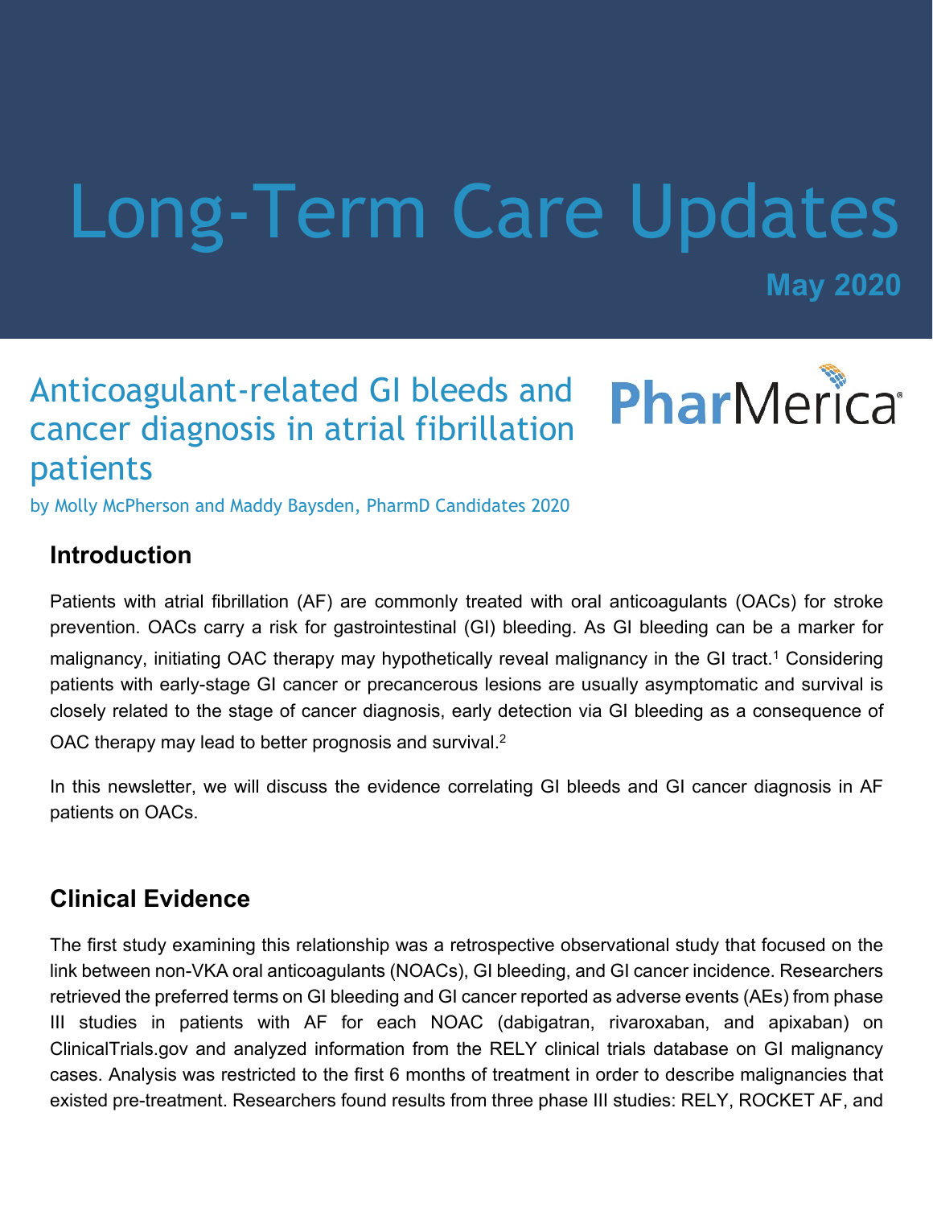# Long-Term Care Updates

**May 2020**

## Anticoagulant-related GI bleeds and cancer diagnosis in atrial fibrillation patients

PharMerica

by Molly McPherson and Maddy Baysden, PharmD Candidates 2020

### Introduction

Patients with atrial fibrillation (AF) are commonly treated with oral anticoagulants (OACs) for stroke prevention. OACs carry a risk for gastrointestinal (GI) bleeding. As GI bleeding can be a marker for malignancy, initiating OAC therapy may hypothetically reveal malignancy in the GI tract.[1] Considering patients with early-stage GI cancer or precancerous lesions are usually asymptomatic and survival is closely related to the stage of cancer diagnosis, early detection via GI bleeding as a consequence of OAC therapy may lead to better prognosis and survival.[2]

In this newsletter, we will discuss the evidence correlating GI bleeds and GI cancer diagnosis in AF patients on OACs.

### Clinical Evidence

The first study examining this relationship was a retrospective observational study that focused on the link between non-VKA oral anticoagulants (NOACs), GI bleeding, and GI cancer incidence. Researchers retrieved the preferred terms on GI bleeding and GI cancer reported as adverse events (AEs) from phase III studies in patients with AF for each NOAC (dabigatran, rivaroxaban, and apixaban) on ClinicalTrials.gov and analyzed information from the RELY clinical trials database on GI malignancy cases. Analysis was restricted to the first 6 months of treatment in order to describe malignancies that existed pre-treatment. Researchers found results from three phase III studies: RELY, ROCKET AF, and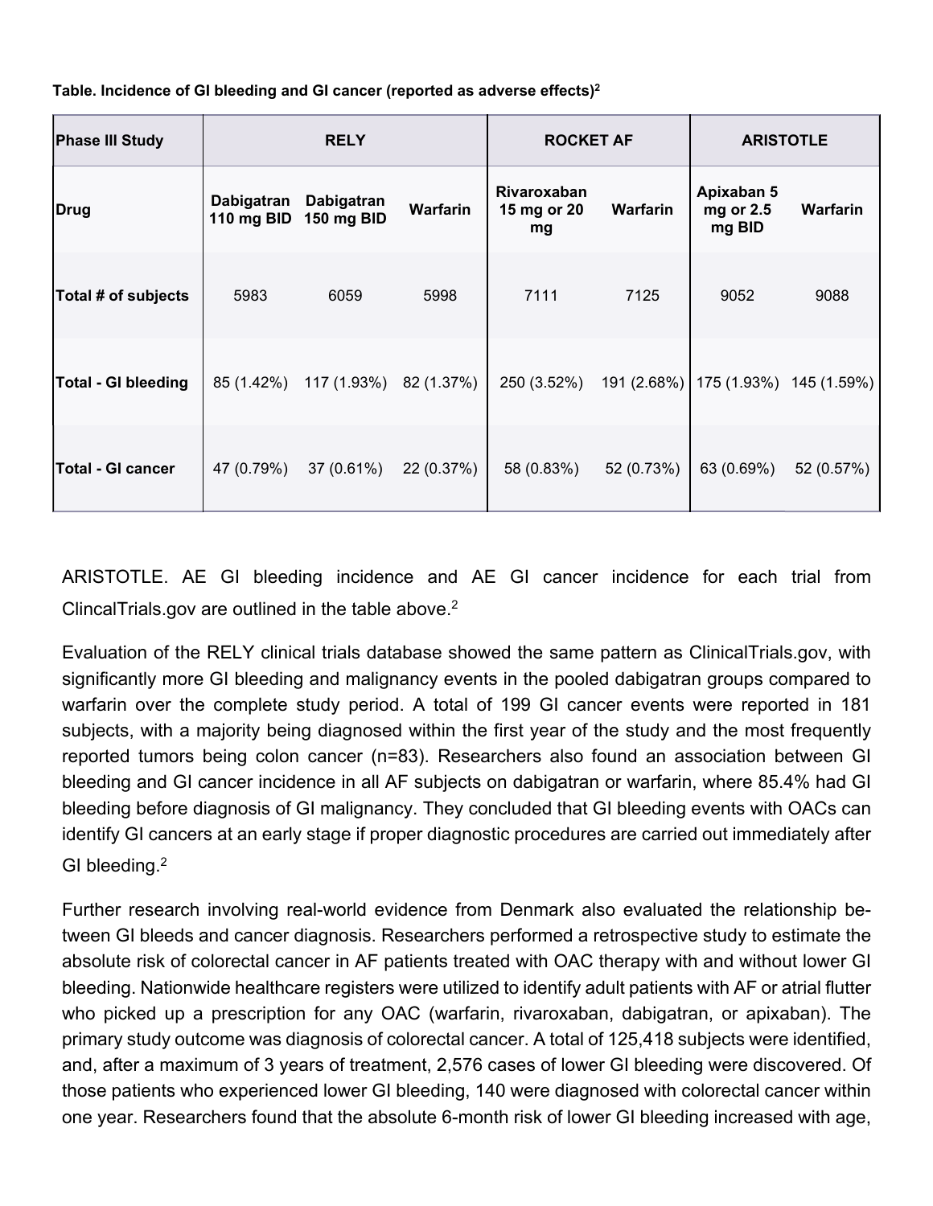**Table. Incidence of GI bleeding and GI cancer (reported as adverse effects)**[2]

| Phase III Study | RELY | | | ROCKET AF | | ARISTOTLE | |
|---|---|---|---|---|---|---|---|
| Drug | Dabigatran 110 mg BID | Dabigatran 150 mg BID | Warfarin | Rivaroxaban 15 mg or 20 mg | Warfarin | Apixaban 5 mg or 2.5 mg BID | Warfarin |
| Total # of subjects | 5983 | 6059 | 5998 | 7111 | 7125 | 9052 | 9088 |
| Total - GI bleeding | 85 (1.42%) | 117 (1.93%) | 82 (1.37%) | 250 (3.52%) | 191 (2.68%) | 175 (1.93%) | 145 (1.59%) |
| Total - GI cancer | 47 (0.79%) | 37 (0.61%) | 22 (0.37%) | 58 (0.83%) | 52 (0.73%) | 63 (0.69%) | 52 (0.57%) |

ARISTOTLE. AE GI bleeding incidence and AE GI cancer incidence for each trial from ClincalTrials.gov are outlined in the table above.[2]

Evaluation of the RELY clinical trials database showed the same pattern as ClinicalTrials.gov, with significantly more GI bleeding and malignancy events in the pooled dabigatran groups compared to warfarin over the complete study period. A total of 199 GI cancer events were reported in 181 subjects, with a majority being diagnosed within the first year of the study and the most frequently reported tumors being colon cancer (n=83). Researchers also found an association between GI bleeding and GI cancer incidence in all AF subjects on dabigatran or warfarin, where 85.4% had GI bleeding before diagnosis of GI malignancy. They concluded that GI bleeding events with OACs can identify GI cancers at an early stage if proper diagnostic procedures are carried out immediately after GI bleeding.[2]

Further research involving real-world evidence from Denmark also evaluated the relationship between GI bleeds and cancer diagnosis. Researchers performed a retrospective study to estimate the absolute risk of colorectal cancer in AF patients treated with OAC therapy with and without lower GI bleeding. Nationwide healthcare registers were utilized to identify adult patients with AF or atrial flutter who picked up a prescription for any OAC (warfarin, rivaroxaban, dabigatran, or apixaban). The primary study outcome was diagnosis of colorectal cancer. A total of 125,418 subjects were identified, and, after a maximum of 3 years of treatment, 2,576 cases of lower GI bleeding were discovered. Of those patients who experienced lower GI bleeding, 140 were diagnosed with colorectal cancer within one year. Researchers found that the absolute 6-month risk of lower GI bleeding increased with age,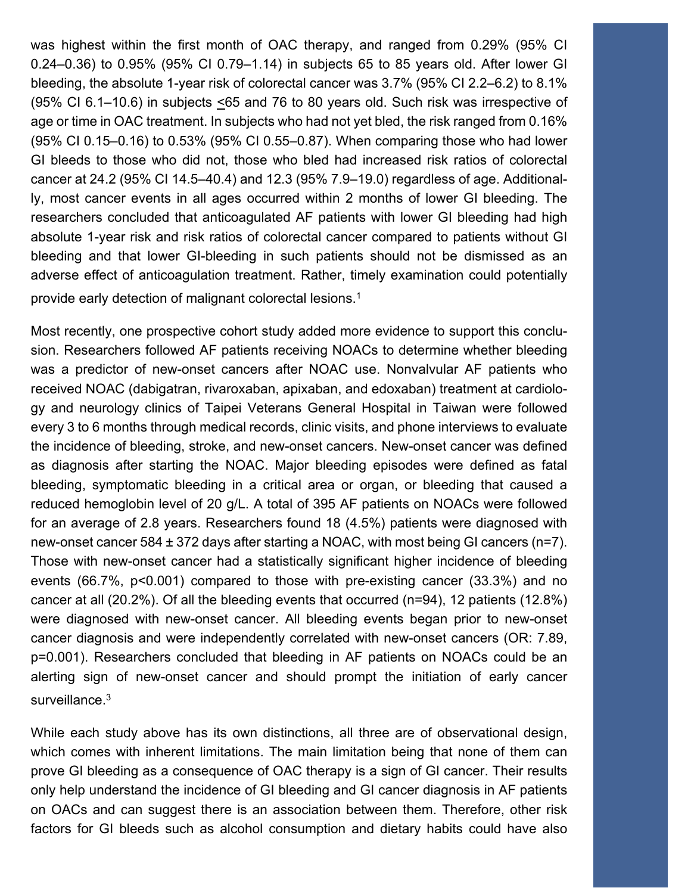was highest within the first month of OAC therapy, and ranged from 0.29% (95% CI 0.24–0.36) to 0.95% (95% CI 0.79–1.14) in subjects 65 to 85 years old. After lower GI bleeding, the absolute 1-year risk of colorectal cancer was 3.7% (95% CI 2.2–6.2) to 8.1% (95% CI 6.1–10.6) in subjects <u><</u>65 and 76 to 80 years old. Such risk was irrespective of age or time in OAC treatment. In subjects who had not yet bled, the risk ranged from 0.16% (95% CI 0.15–0.16) to 0.53% (95% CI 0.55–0.87). When comparing those who had lower GI bleeds to those who did not, those who bled had increased risk ratios of colorectal cancer at 24.2 (95% CI 14.5–40.4) and 12.3 (95% 7.9–19.0) regardless of age. Additionally, most cancer events in all ages occurred within 2 months of lower GI bleeding. The researchers concluded that anticoagulated AF patients with lower GI bleeding had high absolute 1-year risk and risk ratios of colorectal cancer compared to patients without GI bleeding and that lower GI-bleeding in such patients should not be dismissed as an adverse effect of anticoagulation treatment. Rather, timely examination could potentially provide early detection of malignant colorectal lesions.[1]

Most recently, one prospective cohort study added more evidence to support this conclusion. Researchers followed AF patients receiving NOACs to determine whether bleeding was a predictor of new-onset cancers after NOAC use. Nonvalvular AF patients who received NOAC (dabigatran, rivaroxaban, apixaban, and edoxaban) treatment at cardiology and neurology clinics of Taipei Veterans General Hospital in Taiwan were followed every 3 to 6 months through medical records, clinic visits, and phone interviews to evaluate the incidence of bleeding, stroke, and new-onset cancers. New-onset cancer was defined as diagnosis after starting the NOAC. Major bleeding episodes were defined as fatal bleeding, symptomatic bleeding in a critical area or organ, or bleeding that caused a reduced hemoglobin level of 20 g/L. A total of 395 AF patients on NOACs were followed for an average of 2.8 years. Researchers found 18 (4.5%) patients were diagnosed with new-onset cancer 584 ± 372 days after starting a NOAC, with most being GI cancers (n=7). Those with new-onset cancer had a statistically significant higher incidence of bleeding events (66.7%, p<0.001) compared to those with pre-existing cancer (33.3%) and no cancer at all (20.2%). Of all the bleeding events that occurred (n=94), 12 patients (12.8%) were diagnosed with new-onset cancer. All bleeding events began prior to new-onset cancer diagnosis and were independently correlated with new-onset cancers (OR: 7.89, p=0.001). Researchers concluded that bleeding in AF patients on NOACs could be an alerting sign of new-onset cancer and should prompt the initiation of early cancer surveillance.[3]

While each study above has its own distinctions, all three are of observational design, which comes with inherent limitations. The main limitation being that none of them can prove GI bleeding as a consequence of OAC therapy is a sign of GI cancer. Their results only help understand the incidence of GI bleeding and GI cancer diagnosis in AF patients on OACs and can suggest there is an association between them. Therefore, other risk factors for GI bleeds such as alcohol consumption and dietary habits could have also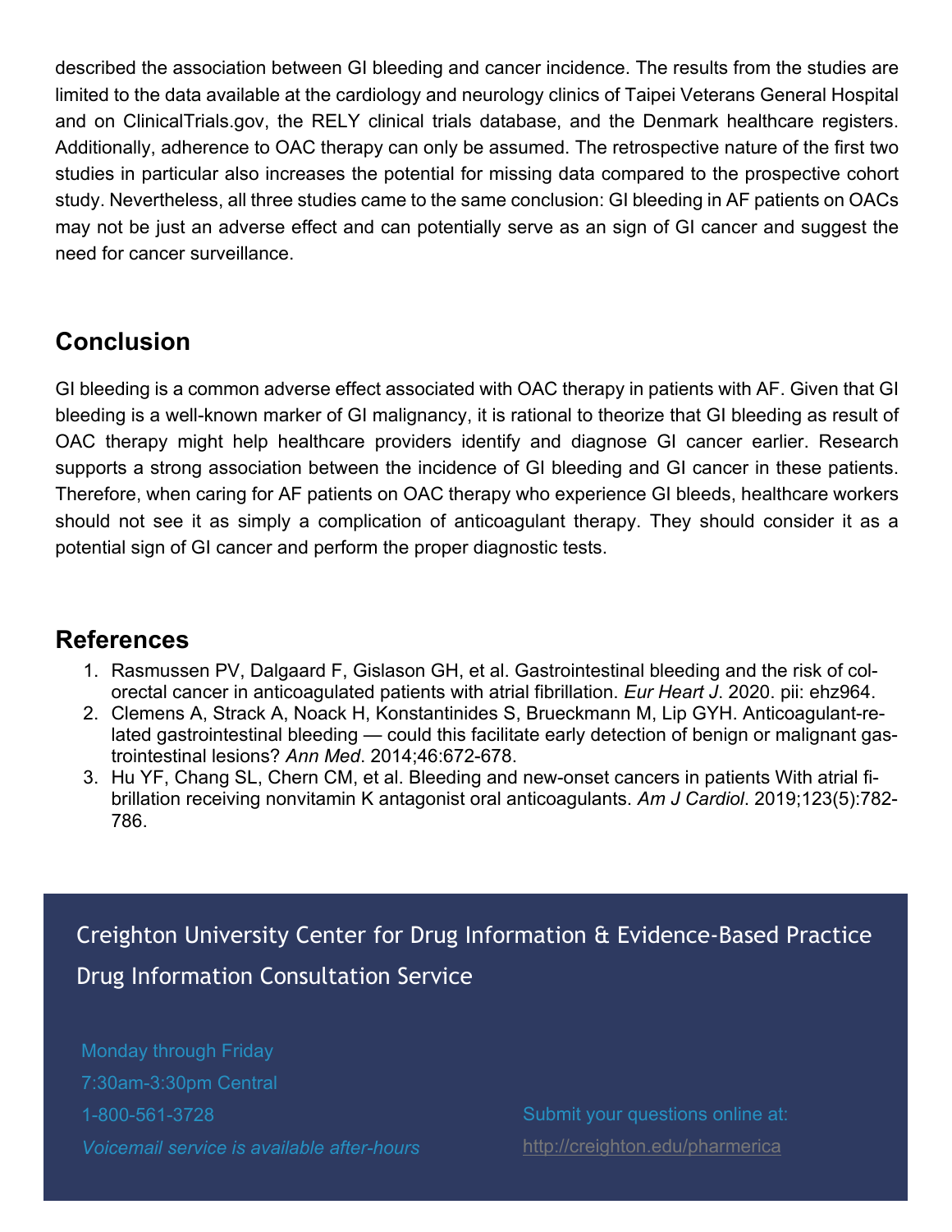described the association between GI bleeding and cancer incidence. The results from the studies are limited to the data available at the cardiology and neurology clinics of Taipei Veterans General Hospital and on ClinicalTrials.gov, the RELY clinical trials database, and the Denmark healthcare registers. Additionally, adherence to OAC therapy can only be assumed. The retrospective nature of the first two studies in particular also increases the potential for missing data compared to the prospective cohort study. Nevertheless, all three studies came to the same conclusion: GI bleeding in AF patients on OACs may not be just an adverse effect and can potentially serve as an sign of GI cancer and suggest the need for cancer surveillance.

## Conclusion

GI bleeding is a common adverse effect associated with OAC therapy in patients with AF. Given that GI bleeding is a well-known marker of GI malignancy, it is rational to theorize that GI bleeding as result of OAC therapy might help healthcare providers identify and diagnose GI cancer earlier. Research supports a strong association between the incidence of GI bleeding and GI cancer in these patients. Therefore, when caring for AF patients on OAC therapy who experience GI bleeds, healthcare workers should not see it as simply a complication of anticoagulant therapy. They should consider it as a potential sign of GI cancer and perform the proper diagnostic tests.

## References

1. Rasmussen PV, Dalgaard F, Gislason GH, et al. Gastrointestinal bleeding and the risk of colorectal cancer in anticoagulated patients with atrial fibrillation. *Eur Heart J*. 2020. pii: ehz964.
2. Clemens A, Strack A, Noack H, Konstantinides S, Brueckmann M, Lip GYH. Anticoagulant-related gastrointestinal bleeding — could this facilitate early detection of benign or malignant gastrointestinal lesions? *Ann Med*. 2014;46:672-678.
3. Hu YF, Chang SL, Chern CM, et al. Bleeding and new-onset cancers in patients With atrial fibrillation receiving nonvitamin K antagonist oral anticoagulants. *Am J Cardiol*. 2019;123(5):782-786.

Creighton University Center for Drug Information & Evidence-Based Practice

Drug Information Consultation Service

Monday through Friday

7:30am-3:30pm Central

1-800-561-3728

*Voicemail service is available after-hours*

Submit your questions online at:

http://creighton.edu/pharmerica